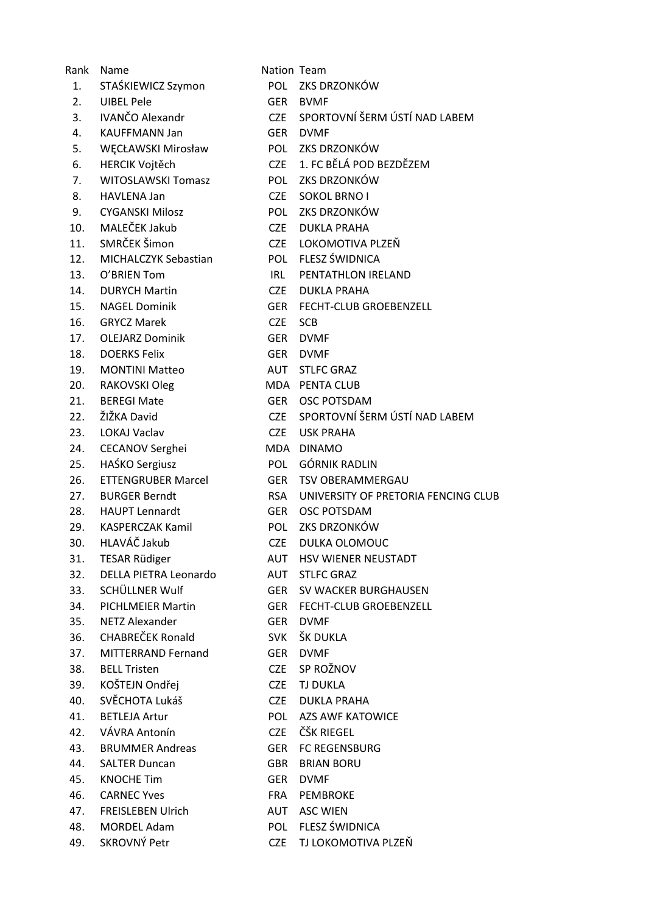| Rank | Name | Nation | Team |
| --- | --- | --- | --- |
| 1. | STAŚKIEWICZ Szymon | POL | ZKS DRZONKÓW |
| 2. | UIBEL Pele | GER | BVMF |
| 3. | IVANČO Alexandr | CZE | SPORTOVNÍ ŠERM ÚSTÍ NAD LABEM |
| 4. | KAUFFMANN Jan | GER | DVMF |
| 5. | WĘCŁAWSKI Mirosław | POL | ZKS DRZONKÓW |
| 6. | HERCIK Vojtěch | CZE | 1. FC BĚLÁ POD BEZDĚZEM |
| 7. | WITOSLAWSKI Tomasz | POL | ZKS DRZONKÓW |
| 8. | HAVLENA Jan | CZE | SOKOL BRNO I |
| 9. | CYGANSKI Milosz | POL | ZKS DRZONKÓW |
| 10. | MALEČEK Jakub | CZE | DUKLA PRAHA |
| 11. | SMRČEK Šimon | CZE | LOKOMOTIVA PLZEŇ |
| 12. | MICHALCZYK Sebastian | POL | FLESZ ŚWIDNICA |
| 13. | O'BRIEN Tom | IRL | PENTATHLON IRELAND |
| 14. | DURYCH Martin | CZE | DUKLA PRAHA |
| 15. | NAGEL Dominik | GER | FECHT-CLUB GROEBENZELL |
| 16. | GRYCZ Marek | CZE | SCB |
| 17. | OLEJARZ Dominik | GER | DVMF |
| 18. | DOERKS Felix | GER | DVMF |
| 19. | MONTINI Matteo | AUT | STLFC GRAZ |
| 20. | RAKOVSKI Oleg | MDA | PENTA CLUB |
| 21. | BEREGI Mate | GER | OSC POTSDAM |
| 22. | ŽIŽKA David | CZE | SPORTOVNÍ ŠERM ÚSTÍ NAD LABEM |
| 23. | LOKAJ Vaclav | CZE | USK PRAHA |
| 24. | CECANOV Serghei | MDA | DINAMO |
| 25. | HAŚKO Sergiusz | POL | GÓRNIK RADLIN |
| 26. | ETTENGRUBER Marcel | GER | TSV OBERAMMERGAU |
| 27. | BURGER Berndt | RSA | UNIVERSITY OF PRETORIA FENCING CLUB |
| 28. | HAUPT Lennardt | GER | OSC POTSDAM |
| 29. | KASPERCZAK Kamil | POL | ZKS DRZONKÓW |
| 30. | HLAVÁČ Jakub | CZE | DULKA OLOMOUC |
| 31. | TESAR Rüdiger | AUT | HSV WIENER NEUSTADT |
| 32. | DELLA PIETRA Leonardo | AUT | STLFC GRAZ |
| 33. | SCHÜLLNER Wulf | GER | SV WACKER BURGHAUSEN |
| 34. | PICHLMEIER Martin | GER | FECHT-CLUB GROEBENZELL |
| 35. | NETZ Alexander | GER | DVMF |
| 36. | CHABREČEK Ronald | SVK | ŠK DUKLA |
| 37. | MITTERRAND Fernand | GER | DVMF |
| 38. | BELL Tristen | CZE | SP ROŽNOV |
| 39. | KOŠTEJN Ondřej | CZE | TJ DUKLA |
| 40. | SVĚCHOTA Lukáš | CZE | DUKLA PRAHA |
| 41. | BETLEJA Artur | POL | AZS AWF KATOWICE |
| 42. | VÁVRA Antonín | CZE | ČŠK RIEGEL |
| 43. | BRUMMER Andreas | GER | FC REGENSBURG |
| 44. | SALTER Duncan | GBR | BRIAN BORU |
| 45. | KNOCHE Tim | GER | DVMF |
| 46. | CARNEC Yves | FRA | PEMBROKE |
| 47. | FREISLEBEN Ulrich | AUT | ASC WIEN |
| 48. | MORDEL Adam | POL | FLESZ ŚWIDNICA |
| 49. | SKROVNÝ Petr | CZE | TJ LOKOMOTIVA PLZEŇ |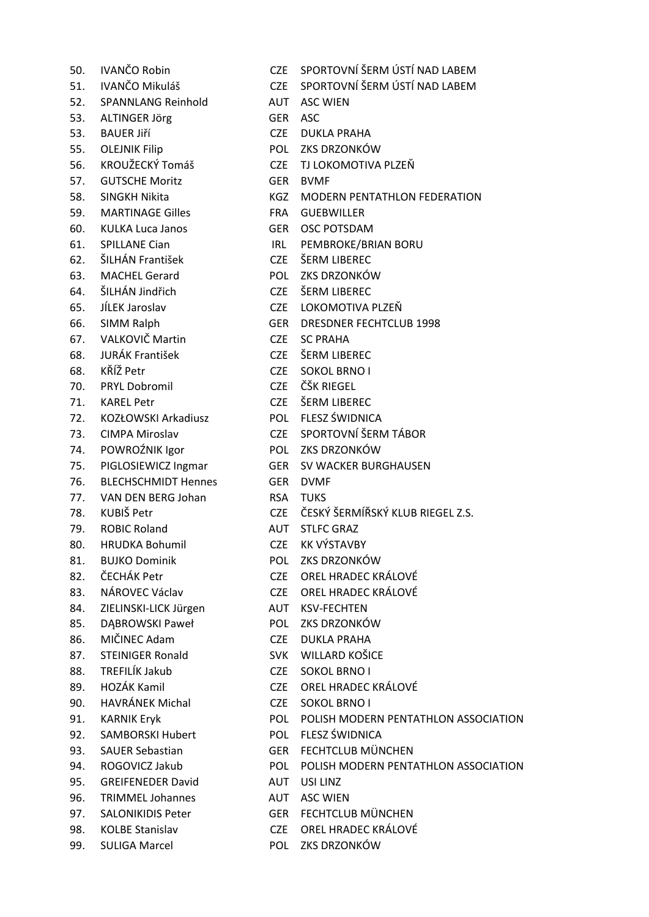| | | | |
|---|---|---|---|
| 50. | IVANČO Robin | CZE | SPORTOVNÍ ŠERM ÚSTÍ NAD LABEM |
| 51. | IVANČO Mikuláš | CZE | SPORTOVNÍ ŠERM ÚSTÍ NAD LABEM |
| 52. | SPANNLANG Reinhold | AUT | ASC WIEN |
| 53. | ALTINGER Jörg | GER | ASC |
| 53. | BAUER Jiří | CZE | DUKLA PRAHA |
| 55. | OLEJNIK Filip | POL | ZKS DRZONKÓW |
| 56. | KROUŽECKÝ Tomáš | CZE | TJ LOKOMOTIVA PLZEŇ |
| 57. | GUTSCHE Moritz | GER | BVMF |
| 58. | SINGKH Nikita | KGZ | MODERN PENTATHLON FEDERATION |
| 59. | MARTINAGE Gilles | FRA | GUEBWILLER |
| 60. | KULKA Luca Janos | GER | OSC POTSDAM |
| 61. | SPILLANE Cian | IRL | PEMBROKE/BRIAN BORU |
| 62. | ŠILHÁN František | CZE | ŠERM LIBEREC |
| 63. | MACHEL Gerard | POL | ZKS DRZONKÓW |
| 64. | ŠILHÁN Jindřich | CZE | ŠERM LIBEREC |
| 65. | JÍLEK Jaroslav | CZE | LOKOMOTIVA PLZEŇ |
| 66. | SIMM Ralph | GER | DRESDNER FECHTCLUB 1998 |
| 67. | VALKOVIČ Martin | CZE | SC PRAHA |
| 68. | JURÁK František | CZE | ŠERM LIBEREC |
| 68. | KŘÍŽ Petr | CZE | SOKOL BRNO I |
| 70. | PRYL Dobromil | CZE | ČŠK RIEGEL |
| 71. | KAREL Petr | CZE | ŠERM LIBEREC |
| 72. | KOZŁOWSKI Arkadiusz | POL | FLESZ ŚWIDNICA |
| 73. | CIMPA Miroslav | CZE | SPORTOVNÍ ŠERM TÁBOR |
| 74. | POWROŹNIK Igor | POL | ZKS DRZONKÓW |
| 75. | PIGLOSIEWICZ Ingmar | GER | SV WACKER BURGHAUSEN |
| 76. | BLECHSCHMIDT Hennes | GER | DVMF |
| 77. | VAN DEN BERG Johan | RSA | TUKS |
| 78. | KUBIŠ Petr | CZE | ČESKÝ ŠERMÍŘSKÝ KLUB RIEGEL Z.S. |
| 79. | ROBIC Roland | AUT | STLFC GRAZ |
| 80. | HRUDKA Bohumil | CZE | KK VÝSTAVBY |
| 81. | BUJKO Dominik | POL | ZKS DRZONKÓW |
| 82. | ČECHÁK Petr | CZE | OREL HRADEC KRÁLOVÉ |
| 83. | NÁROVEC Václav | CZE | OREL HRADEC KRÁLOVÉ |
| 84. | ZIELINSKI-LICK Jürgen | AUT | KSV-FECHTEN |
| 85. | DĄBROWSKI Paweł | POL | ZKS DRZONKÓW |
| 86. | MIČINEC Adam | CZE | DUKLA PRAHA |
| 87. | STEINIGER Ronald | SVK | WILLARD KOŠICE |
| 88. | TREFILÍK Jakub | CZE | SOKOL BRNO I |
| 89. | HOZÁK Kamil | CZE | OREL HRADEC KRÁLOVÉ |
| 90. | HAVRÁNEK Michal | CZE | SOKOL BRNO I |
| 91. | KARNIK Eryk | POL | POLISH MODERN PENTATHLON ASSOCIATION |
| 92. | SAMBORSKI Hubert | POL | FLESZ ŚWIDNICA |
| 93. | SAUER Sebastian | GER | FECHTCLUB MÜNCHEN |
| 94. | ROGOVICZ Jakub | POL | POLISH MODERN PENTATHLON ASSOCIATION |
| 95. | GREIFENEDER David | AUT | USI LINZ |
| 96. | TRIMMEL Johannes | AUT | ASC WIEN |
| 97. | SALONIKIDIS Peter | GER | FECHTCLUB MÜNCHEN |
| 98. | KOLBE Stanislav | CZE | OREL HRADEC KRÁLOVÉ |
| 99. | SULIGA Marcel | POL | ZKS DRZONKÓW |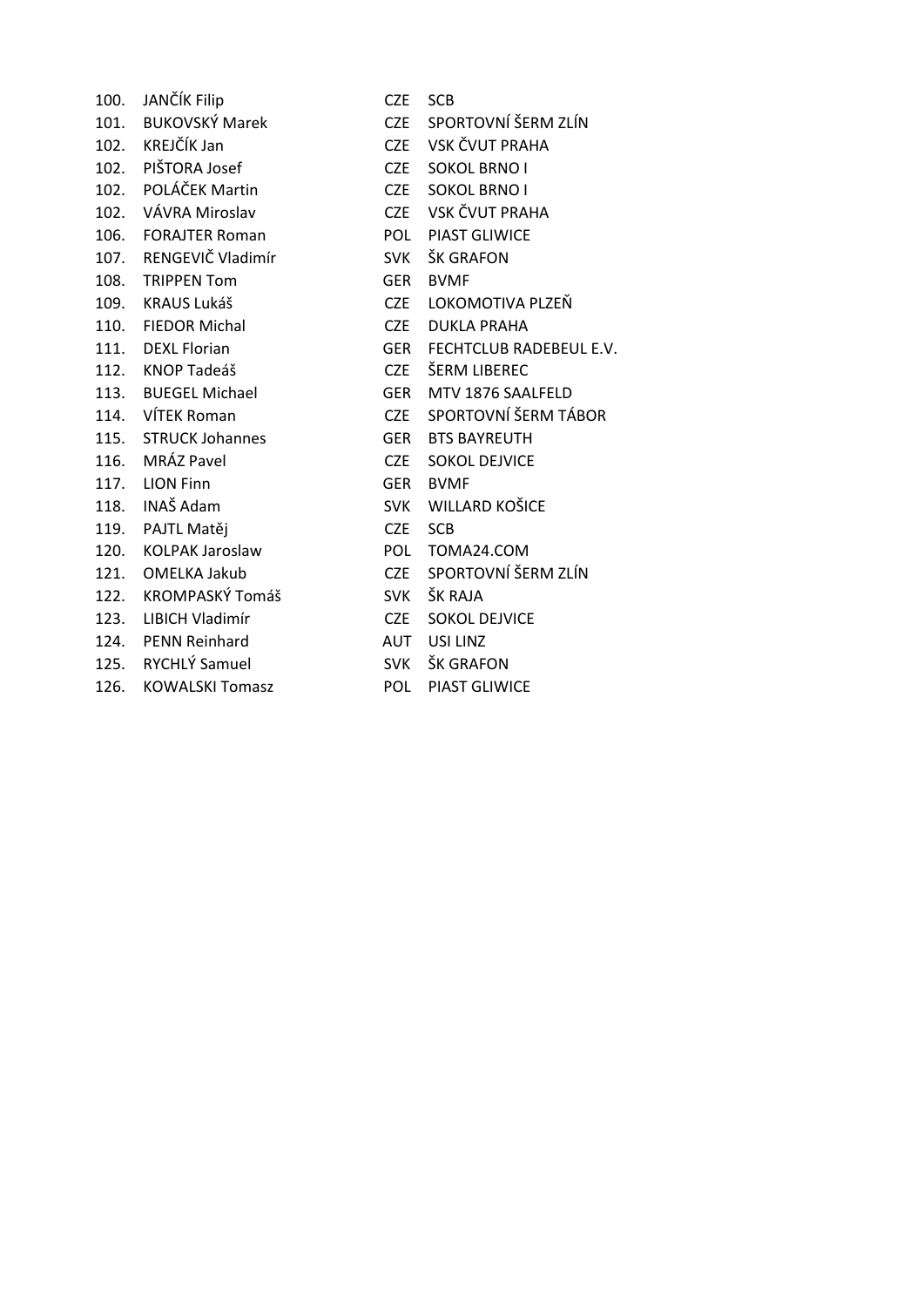| | | | |
|---|---|---|---|
| 100. | JANČÍK Filip | CZE | SCB |
| 101. | BUKOVSKÝ Marek | CZE | SPORTOVNÍ ŠERM ZLÍN |
| 102. | KREJČÍK Jan | CZE | VSK ČVUT PRAHA |
| 102. | PIŠTORA Josef | CZE | SOKOL BRNO I |
| 102. | POLÁČEK Martin | CZE | SOKOL BRNO I |
| 102. | VÁVRA Miroslav | CZE | VSK ČVUT PRAHA |
| 106. | FORAJTER Roman | POL | PIAST GLIWICE |
| 107. | RENGEVIČ Vladimír | SVK | ŠK GRAFON |
| 108. | TRIPPEN Tom | GER | BVMF |
| 109. | KRAUS Lukáš | CZE | LOKOMOTIVA PLZEŇ |
| 110. | FIEDOR Michal | CZE | DUKLA PRAHA |
| 111. | DEXL Florian | GER | FECHTCLUB RADEBEUL E.V. |
| 112. | KNOP Tadeáš | CZE | ŠERM LIBEREC |
| 113. | BUEGEL Michael | GER | MTV 1876 SAALFELD |
| 114. | VÍTEK Roman | CZE | SPORTOVNÍ ŠERM TÁBOR |
| 115. | STRUCK Johannes | GER | BTS BAYREUTH |
| 116. | MRÁZ Pavel | CZE | SOKOL DEJVICE |
| 117. | LION Finn | GER | BVMF |
| 118. | INAŠ Adam | SVK | WILLARD KOŠICE |
| 119. | PAJTL Matěj | CZE | SCB |
| 120. | KOLPAK Jaroslaw | POL | TOMA24.COM |
| 121. | OMELKA Jakub | CZE | SPORTOVNÍ ŠERM ZLÍN |
| 122. | KROMPASKÝ Tomáš | SVK | ŠK RAJA |
| 123. | LIBICH Vladimír | CZE | SOKOL DEJVICE |
| 124. | PENN Reinhard | AUT | USI LINZ |
| 125. | RYCHLÝ Samuel | SVK | ŠK GRAFON |
| 126. | KOWALSKI Tomasz | POL | PIAST GLIWICE |